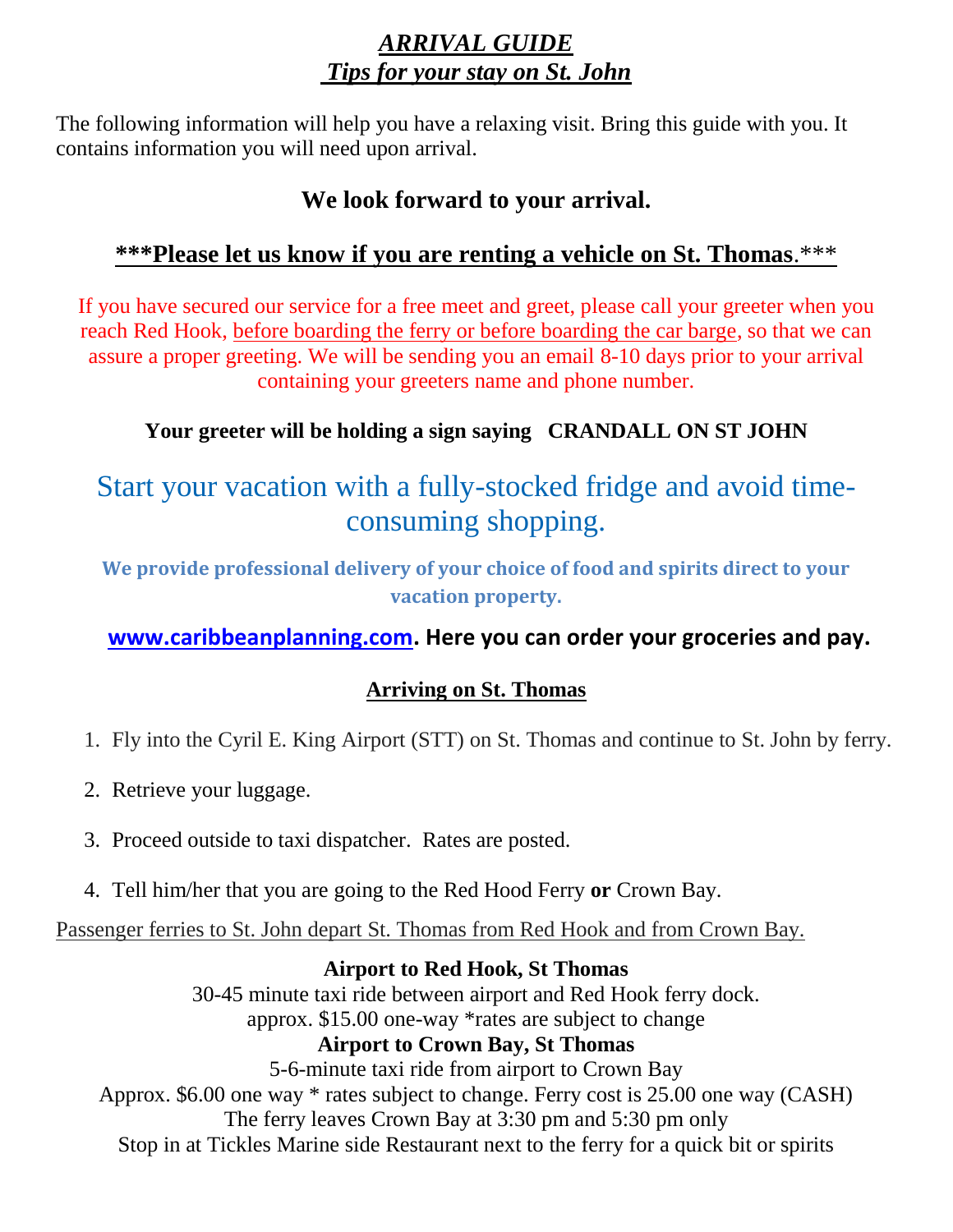# *ARRIVAL GUIDE*
## *Tips for your stay on St. John*

The following information will help you have a relaxing visit. Bring this guide with you. It contains information you will need upon arrival.

**We look forward to your arrival.**

**\*\*\*Please let us know if you are renting a vehicle on St. Thomas.\*\*\***

If you have secured our service for a free meet and greet, please call your greeter when you reach Red Hook, before boarding the ferry or before boarding the car barge, so that we can assure a proper greeting. We will be sending you an email 8-10 days prior to your arrival containing your greeters name and phone number.

**Your greeter will be holding a sign saying CRANDALL ON ST JOHN**

Start your vacation with a fully-stocked fridge and avoid time-consuming shopping.

**We provide professional delivery of your choice of food and spirits direct to your vacation property.**

**www.caribbeanplanning.com. Here you can order your groceries and pay.**

### Arriving on St. Thomas

1. Fly into the Cyril E. King Airport (STT) on St. Thomas and continue to St. John by ferry.
2. Retrieve your luggage.
3. Proceed outside to taxi dispatcher. Rates are posted.
4. Tell him/her that you are going to the Red Hood Ferry **or** Crown Bay.

Passenger ferries to St. John depart St. Thomas from Red Hook and from Crown Bay.

**Airport to Red Hook, St Thomas**
30-45 minute taxi ride between airport and Red Hook ferry dock.
approx. $15.00 one-way *rates are subject to change

**Airport to Crown Bay, St Thomas**
5-6-minute taxi ride from airport to Crown Bay
Approx. $6.00 one way * rates subject to change. Ferry cost is 25.00 one way (CASH)
The ferry leaves Crown Bay at 3:30 pm and 5:30 pm only
Stop in at Tickles Marine side Restaurant next to the ferry for a quick bit or spirits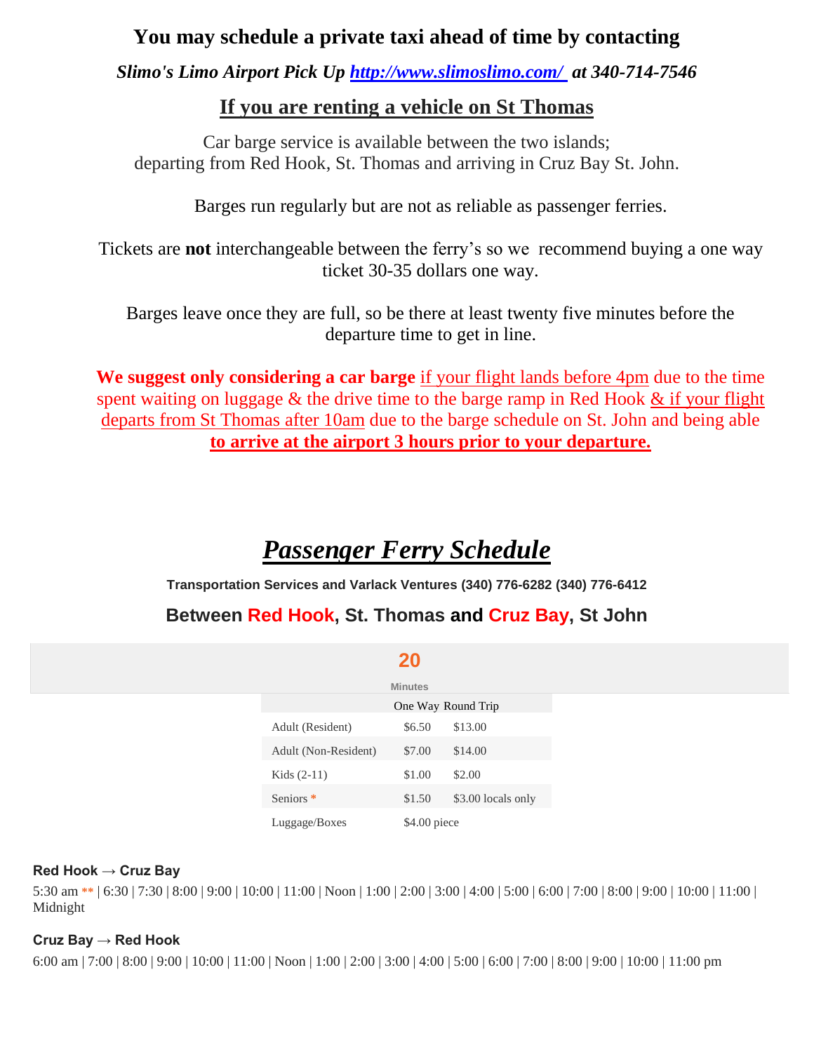## You may schedule a private taxi ahead of time by contacting

***Slimo's Limo Airport Pick Up [http://www.slimoslimo.com/](http://www.slimoslimo.com/) at 340-714-7546***

## If you are renting a vehicle on St Thomas

Car barge service is available between the two islands;
departing from Red Hook, St. Thomas and arriving in Cruz Bay St. John.

Barges run regularly but are not as reliable as passenger ferries.

Tickets are **not** interchangeable between the ferry's so we recommend buying a one way ticket 30-35 dollars one way.

Barges leave once they are full, so be there at least twenty five minutes before the departure time to get in line.

**We suggest only considering a car barge** if your flight lands before 4pm due to the time spent waiting on luggage & the drive time to the barge ramp in Red Hook & if your flight departs from St Thomas after 10am due to the barge schedule on St. John and being able **to arrive at the airport 3 hours prior to your departure.**

# *Passenger Ferry Schedule*

**Transportation Services and Varlack Ventures (340) 776-6282 (340) 776-6412**

### Between Red Hook, St. Thomas and Cruz Bay, St John

**20**

Minutes

| | One Way | Round Trip |
|---|---|---|
| Adult (Resident) | $6.50 | $13.00 |
| Adult (Non-Resident) | $7.00 | $14.00 |
| Kids (2-11) | $1.00 | $2.00 |
| Seniors * | $1.50 | $3.00 locals only |
| Luggage/Boxes | $4.00 piece | |

**Red Hook → Cruz Bay**

5:30 am ** | 6:30 | 7:30 | 8:00 | 9:00 | 10:00 | 11:00 | Noon | 1:00 | 2:00 | 3:00 | 4:00 | 5:00 | 6:00 | 7:00 | 8:00 | 9:00 | 10:00 | 11:00 | Midnight

**Cruz Bay → Red Hook**

6:00 am | 7:00 | 8:00 | 9:00 | 10:00 | 11:00 | Noon | 1:00 | 2:00 | 3:00 | 4:00 | 5:00 | 6:00 | 7:00 | 8:00 | 9:00 | 10:00 | 11:00 pm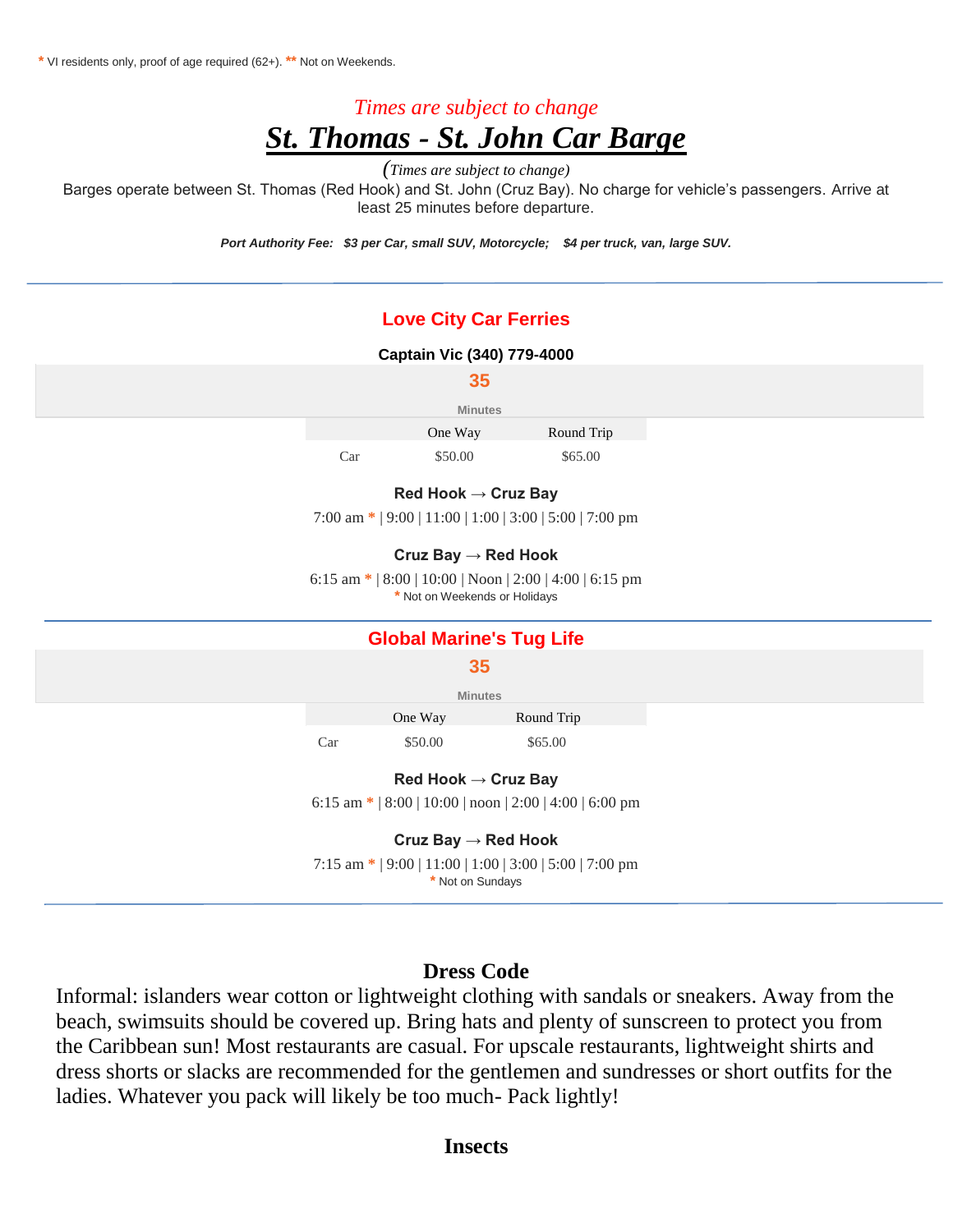* VI residents only, proof of age required (62+). ** Not on Weekends.

*Times are subject to change*

# St. Thomas - St. John Car Barge

*(Times are subject to change)*

Barges operate between St. Thomas (Red Hook) and St. John (Cruz Bay). No charge for vehicle's passengers. Arrive at least 25 minutes before departure.

***Port Authority Fee: $3 per Car, small SUV, Motorcycle; $4 per truck, van, large SUV.***

---

## Love City Car Ferries

**Captain Vic (340) 779-4000**

**35**

Minutes

| | One Way | Round Trip |
|---|---|---|
| Car | $50.00 | $65.00 |

**Red Hook → Cruz Bay**

7:00 am * | 9:00 | 11:00 | 1:00 | 3:00 | 5:00 | 7:00 pm

**Cruz Bay → Red Hook**

6:15 am * | 8:00 | 10:00 | Noon | 2:00 | 4:00 | 6:15 pm

* Not on Weekends or Holidays

---

## Global Marine's Tug Life

**35**

Minutes

| | One Way | Round Trip |
|---|---|---|
| Car | $50.00 | $65.00 |

**Red Hook → Cruz Bay**

6:15 am * | 8:00 | 10:00 | noon | 2:00 | 4:00 | 6:00 pm

**Cruz Bay → Red Hook**

7:15 am * | 9:00 | 11:00 | 1:00 | 3:00 | 5:00 | 7:00 pm

* Not on Sundays

---

### Dress Code

Informal: islanders wear cotton or lightweight clothing with sandals or sneakers. Away from the beach, swimsuits should be covered up. Bring hats and plenty of sunscreen to protect you from the Caribbean sun! Most restaurants are casual. For upscale restaurants, lightweight shirts and dress shorts or slacks are recommended for the gentlemen and sundresses or short outfits for the ladies. Whatever you pack will likely be too much- Pack lightly!

### Insects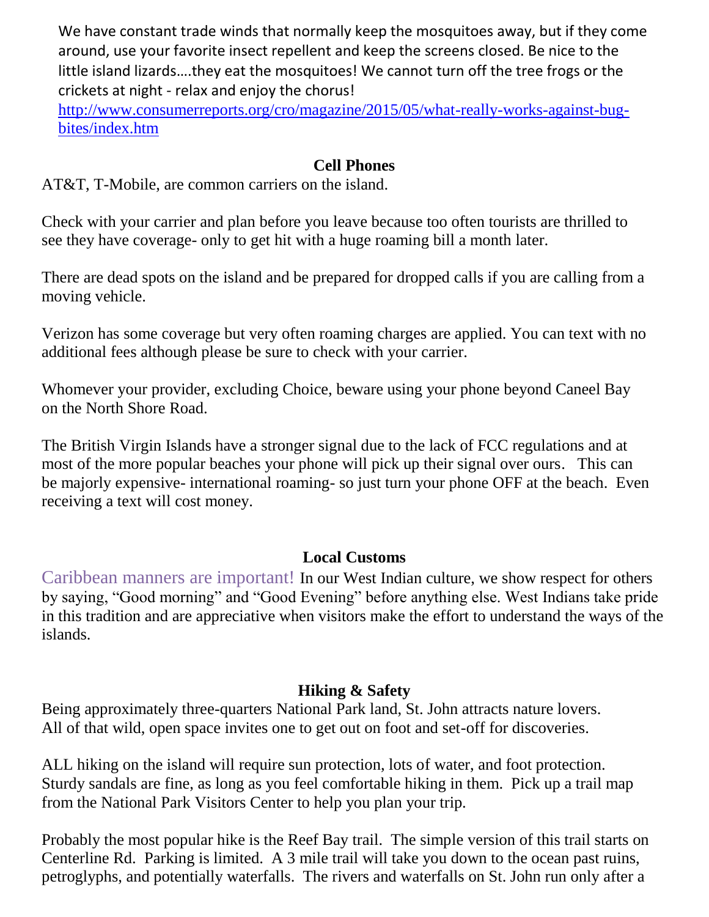We have constant trade winds that normally keep the mosquitoes away, but if they come around, use your favorite insect repellent and keep the screens closed. Be nice to the little island lizards….they eat the mosquitoes! We cannot turn off the tree frogs or the crickets at night - relax and enjoy the chorus!
http://www.consumerreports.org/cro/magazine/2015/05/what-really-works-against-bug-bites/index.htm

## Cell Phones

AT&T, T-Mobile, are common carriers on the island.

Check with your carrier and plan before you leave because too often tourists are thrilled to see they have coverage- only to get hit with a huge roaming bill a month later.

There are dead spots on the island and be prepared for dropped calls if you are calling from a moving vehicle.

Verizon has some coverage but very often roaming charges are applied. You can text with no additional fees although please be sure to check with your carrier.

Whomever your provider, excluding Choice, beware using your phone beyond Caneel Bay on the North Shore Road.

The British Virgin Islands have a stronger signal due to the lack of FCC regulations and at most of the more popular beaches your phone will pick up their signal over ours. This can be majorly expensive- international roaming- so just turn your phone OFF at the beach. Even receiving a text will cost money.

## Local Customs

Caribbean manners are important! In our West Indian culture, we show respect for others by saying, "Good morning" and "Good Evening" before anything else. West Indians take pride in this tradition and are appreciative when visitors make the effort to understand the ways of the islands.

## Hiking & Safety

Being approximately three-quarters National Park land, St. John attracts nature lovers. All of that wild, open space invites one to get out on foot and set-off for discoveries.

ALL hiking on the island will require sun protection, lots of water, and foot protection. Sturdy sandals are fine, as long as you feel comfortable hiking in them. Pick up a trail map from the National Park Visitors Center to help you plan your trip.

Probably the most popular hike is the Reef Bay trail. The simple version of this trail starts on Centerline Rd. Parking is limited. A 3 mile trail will take you down to the ocean past ruins, petroglyphs, and potentially waterfalls. The rivers and waterfalls on St. John run only after a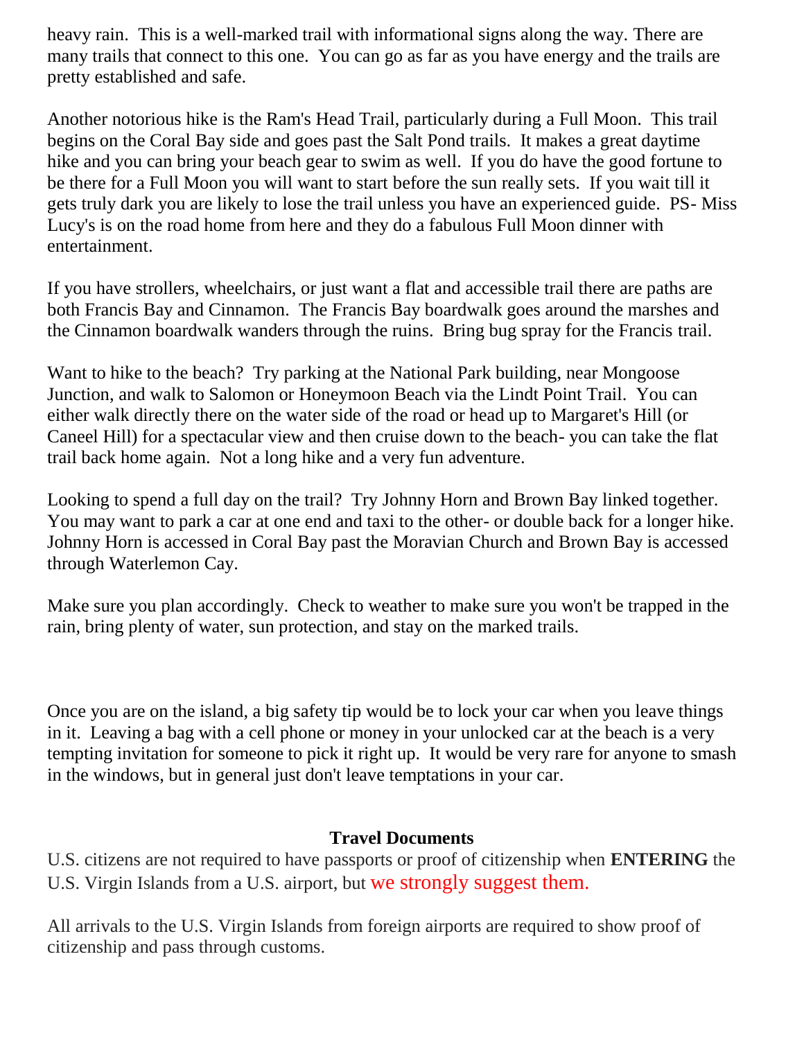heavy rain. This is a well-marked trail with informational signs along the way. There are many trails that connect to this one. You can go as far as you have energy and the trails are pretty established and safe.

Another notorious hike is the Ram's Head Trail, particularly during a Full Moon. This trail begins on the Coral Bay side and goes past the Salt Pond trails. It makes a great daytime hike and you can bring your beach gear to swim as well. If you do have the good fortune to be there for a Full Moon you will want to start before the sun really sets. If you wait till it gets truly dark you are likely to lose the trail unless you have an experienced guide. PS- Miss Lucy's is on the road home from here and they do a fabulous Full Moon dinner with entertainment.

If you have strollers, wheelchairs, or just want a flat and accessible trail there are paths are both Francis Bay and Cinnamon. The Francis Bay boardwalk goes around the marshes and the Cinnamon boardwalk wanders through the ruins. Bring bug spray for the Francis trail.

Want to hike to the beach? Try parking at the National Park building, near Mongoose Junction, and walk to Salomon or Honeymoon Beach via the Lindt Point Trail. You can either walk directly there on the water side of the road or head up to Margaret's Hill (or Caneel Hill) for a spectacular view and then cruise down to the beach- you can take the flat trail back home again. Not a long hike and a very fun adventure.

Looking to spend a full day on the trail? Try Johnny Horn and Brown Bay linked together. You may want to park a car at one end and taxi to the other- or double back for a longer hike. Johnny Horn is accessed in Coral Bay past the Moravian Church and Brown Bay is accessed through Waterlemon Cay.

Make sure you plan accordingly. Check to weather to make sure you won't be trapped in the rain, bring plenty of water, sun protection, and stay on the marked trails.

Once you are on the island, a big safety tip would be to lock your car when you leave things in it. Leaving a bag with a cell phone or money in your unlocked car at the beach is a very tempting invitation for someone to pick it right up. It would be very rare for anyone to smash in the windows, but in general just don't leave temptations in your car.

## Travel Documents

U.S. citizens are not required to have passports or proof of citizenship when **ENTERING** the U.S. Virgin Islands from a U.S. airport, but we strongly suggest them.

All arrivals to the U.S. Virgin Islands from foreign airports are required to show proof of citizenship and pass through customs.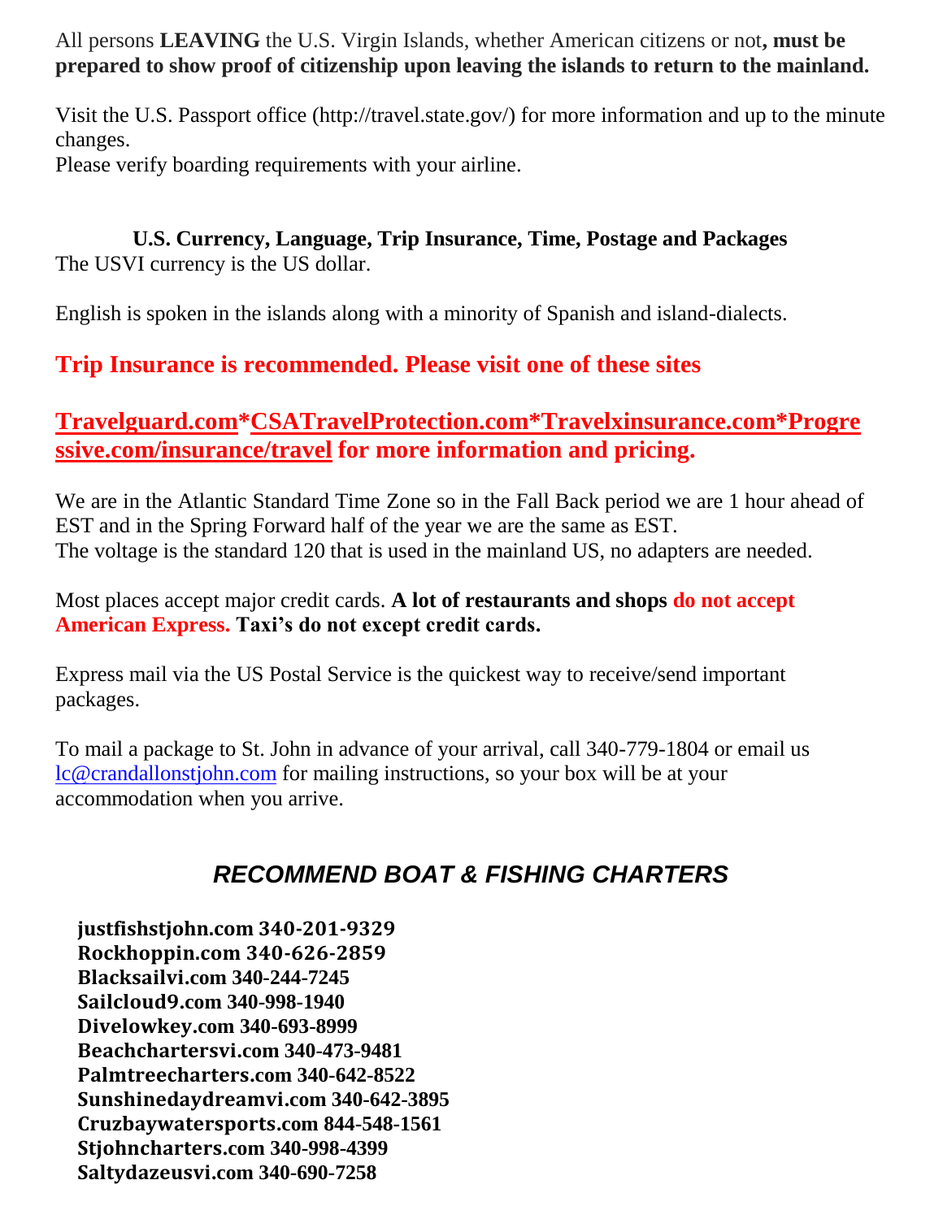All persons **LEAVING** the U.S. Virgin Islands, whether American citizens or not**, must be prepared to show proof of citizenship upon leaving the islands to return to the mainland.**

Visit the U.S. Passport office (http://travel.state.gov/) for more information and up to the minute changes.
Please verify boarding requirements with your airline.

### U.S. Currency, Language, Trip Insurance, Time, Postage and Packages

The USVI currency is the US dollar.

English is spoken in the islands along with a minority of Spanish and island-dialects.

**Trip Insurance is recommended. Please visit one of these sites**

**Travelguard.com*CSATravelProtection.com*Travelxinsurance.com*Progressive.com/insurance/travel for more information and pricing.**

We are in the Atlantic Standard Time Zone so in the Fall Back period we are 1 hour ahead of EST and in the Spring Forward half of the year we are the same as EST.
The voltage is the standard 120 that is used in the mainland US, no adapters are needed.

Most places accept major credit cards. **A lot of restaurants and shops do not accept American Express. Taxi's do not except credit cards.**

Express mail via the US Postal Service is the quickest way to receive/send important packages.

To mail a package to St. John in advance of your arrival, call 340-779-1804 or email us lc@crandallonstjohn.com for mailing instructions, so your box will be at your accommodation when you arrive.

## *RECOMMEND BOAT & FISHING CHARTERS*

**justfishstjohn.com 340-201-9329**
**Rockhoppin.com 340-626-2859**
**Blacksailvi.com 340-244-7245**
**Sailcloud9.com 340-998-1940**
**Divelowkey.com 340-693-8999**
**Beachchartersvi.com 340-473-9481**
**Palmtreecharters.com 340-642-8522**
**Sunshinedaydreamvi.com 340-642-3895**
**Cruzbaywatersports.com 844-548-1561**
**Stjohncharters.com 340-998-4399**
**Saltydazeusvi.com 340-690-7258**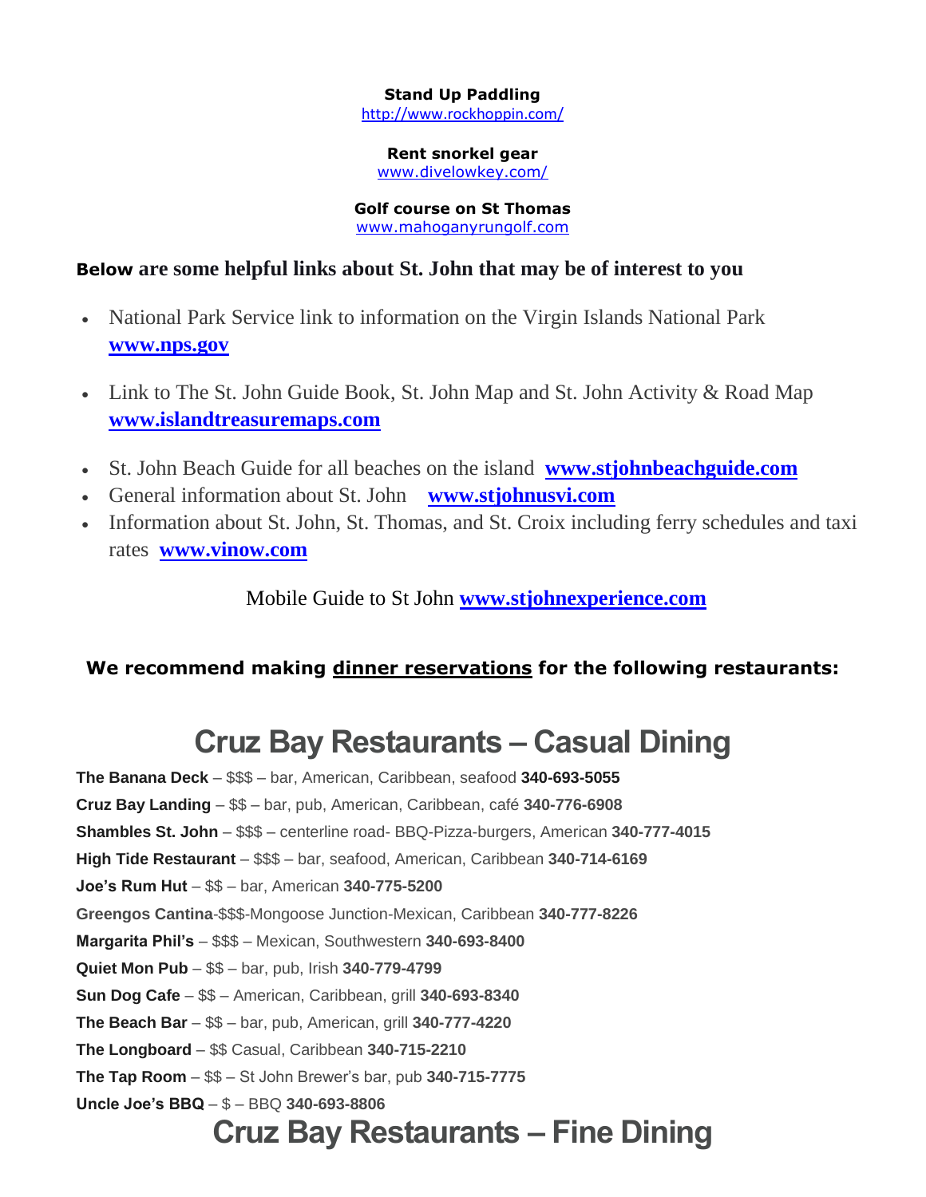**Stand Up Paddling**
http://www.rockhoppin.com/

**Rent snorkel gear**
www.divelowkey.com/

**Golf course on St Thomas**
www.mahoganyrungolf.com

### Below are some helpful links about St. John that may be of interest to you

- National Park Service link to information on the Virgin Islands National Park **www.nps.gov**
- Link to The St. John Guide Book, St. John Map and St. John Activity & Road Map **www.islandtreasuremaps.com**
- St. John Beach Guide for all beaches on the island **www.stjohnbeachguide.com**
- General information about St. John **www.stjohnusvi.com**
- Information about St. John, St. Thomas, and St. Croix including ferry schedules and taxi rates **www.vinow.com**

Mobile Guide to St John **www.stjohnexperience.com**

**We recommend making dinner reservations for the following restaurants:**

# Cruz Bay Restaurants – Casual Dining

**The Banana Deck** – $$$ – bar, American, Caribbean, seafood **340-693-5055**
**Cruz Bay Landing** – $$ – bar, pub, American, Caribbean, café **340-776-6908**
**Shambles St. John** – $$$ – centerline road- BBQ-Pizza-burgers, American **340-777-4015**
**High Tide Restaurant** – $$$ – bar, seafood, American, Caribbean **340-714-6169**
**Joe's Rum Hut** – $$ – bar, American **340-775-5200**
**Greengos Cantina**-$$$-Mongoose Junction-Mexican, Caribbean **340-777-8226**
**Margarita Phil's** – $$$ – Mexican, Southwestern **340-693-8400**
**Quiet Mon Pub** – $$ – bar, pub, Irish **340-779-4799**
**Sun Dog Cafe** – $$ – American, Caribbean, grill **340-693-8340**
**The Beach Bar** – $$ – bar, pub, American, grill **340-777-4220**
**The Longboard** – $$ Casual, Caribbean **340-715-2210**
**The Tap Room** – $$ – St John Brewer's bar, pub **340-715-7775**
**Uncle Joe's BBQ** – $ – BBQ **340-693-8806**

# Cruz Bay Restaurants – Fine Dining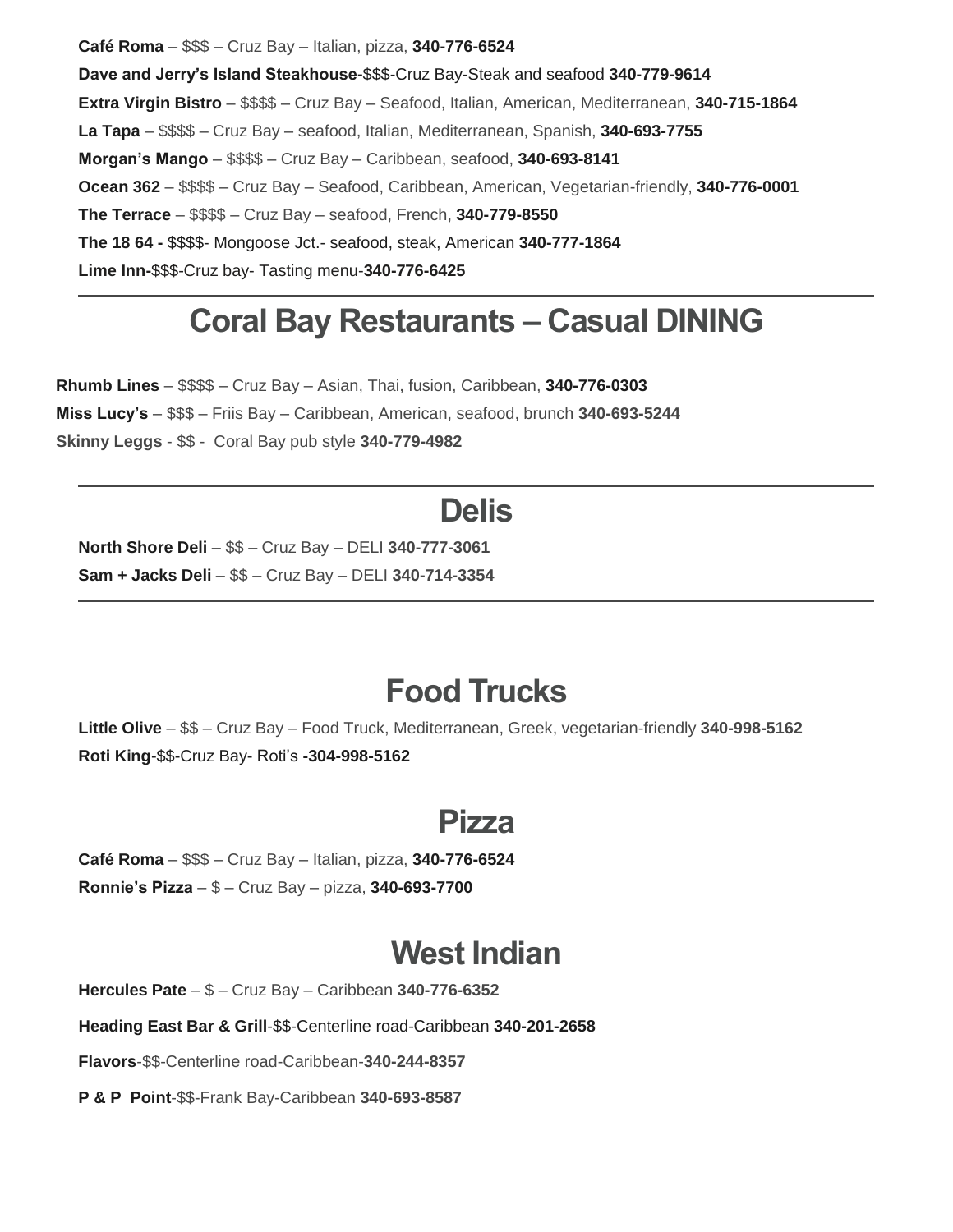**Café Roma** – $$$ – Cruz Bay – Italian, pizza, **340-776-6524**

**Dave and Jerry's Island Steakhouse-**$$$-Cruz Bay-Steak and seafood **340-779-9614**

**Extra Virgin Bistro** – $$$$ – Cruz Bay – Seafood, Italian, American, Mediterranean, **340-715-1864**

**La Tapa** – $$$$ – Cruz Bay – seafood, Italian, Mediterranean, Spanish, **340-693-7755**

**Morgan's Mango** – $$$$ – Cruz Bay – Caribbean, seafood, **340-693-8141**

**Ocean 362** – $$$$ – Cruz Bay – Seafood, Caribbean, American, Vegetarian-friendly, **340-776-0001**

**The Terrace** – $$$$ – Cruz Bay – seafood, French, **340-779-8550**

**The 18 64 -** $$$$- Mongoose Jct.- seafood, steak, American **340-777-1864**

**Lime Inn-**$$$-Cruz bay- Tasting menu-**340-776-6425**

## Coral Bay Restaurants – Casual DINING

**Rhumb Lines** – $$$$ – Cruz Bay – Asian, Thai, fusion, Caribbean, **340-776-0303**

**Miss Lucy's** – $$$ – Friis Bay – Caribbean, American, seafood, brunch **340-693-5244**

**Skinny Leggs** - $$ - Coral Bay pub style **340-779-4982**

## Delis

**North Shore Deli** – $$ – Cruz Bay – DELI **340-777-3061**

**Sam + Jacks Deli** – $$ – Cruz Bay – DELI **340-714-3354**

## Food Trucks

**Little Olive** – $$ – Cruz Bay – Food Truck, Mediterranean, Greek, vegetarian-friendly **340-998-5162**

**Roti King**-$$-Cruz Bay- Roti's **-304-998-5162**

## Pizza

**Café Roma** – $$$ – Cruz Bay – Italian, pizza, **340-776-6524**

**Ronnie's Pizza** – $ – Cruz Bay – pizza, **340-693-7700**

## West Indian

**Hercules Pate** – $ – Cruz Bay – Caribbean **340-776-6352**

**Heading East Bar & Grill**-$$-Centerline road-Caribbean **340-201-2658**

**Flavors**-$$-Centerline road-Caribbean-**340-244-8357**

**P & P Point**-$$-Frank Bay-Caribbean **340-693-8587**